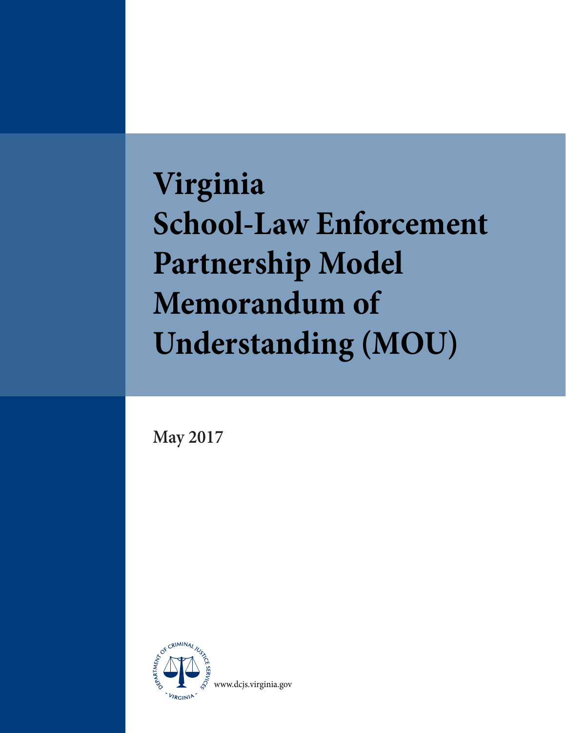# Virginia School-Law Enforcement Partnership Model Memorandum of Understanding (MOU)

**May 2017**

DEPARTMENT OF CRIMINAL JUSTICE SERVICES · VIRGINIA

www.dcjs.virginia.gov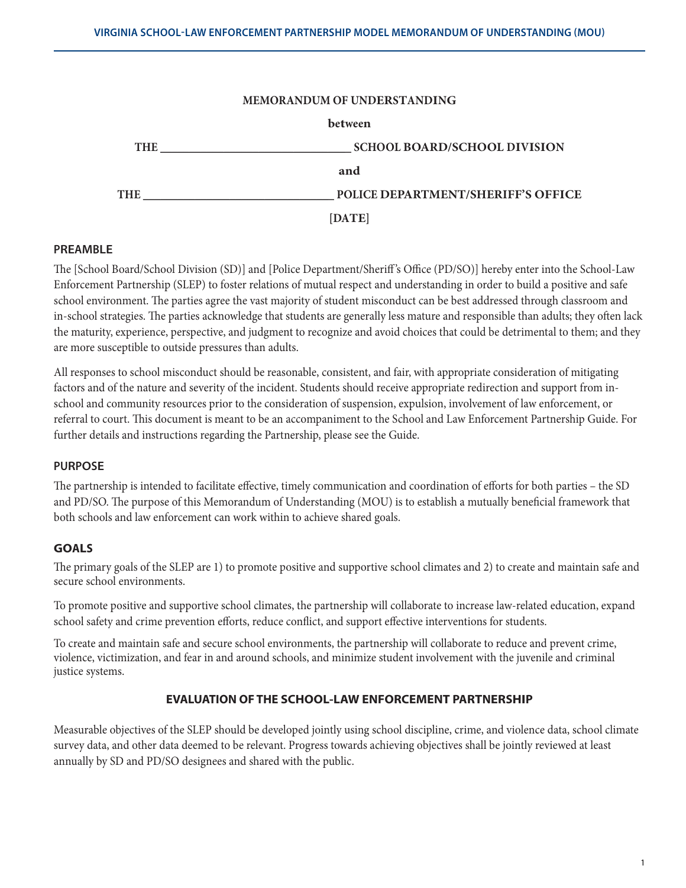**MEMORANDUM OF UNDERSTANDING**

**between**

**THE ______________________________ SCHOOL BOARD/SCHOOL DIVISION**

**and**

**THE ______________________________ POLICE DEPARTMENT/SHERIFF'S OFFICE**

**[DATE]**

## PREAMBLE

The [School Board/School Division (SD)] and [Police Department/Sheriff's Office (PD/SO)] hereby enter into the School-Law Enforcement Partnership (SLEP) to foster relations of mutual respect and understanding in order to build a positive and safe school environment. The parties agree the vast majority of student misconduct can be best addressed through classroom and in-school strategies. The parties acknowledge that students are generally less mature and responsible than adults; they often lack the maturity, experience, perspective, and judgment to recognize and avoid choices that could be detrimental to them; and they are more susceptible to outside pressures than adults.

All responses to school misconduct should be reasonable, consistent, and fair, with appropriate consideration of mitigating factors and of the nature and severity of the incident. Students should receive appropriate redirection and support from in-school and community resources prior to the consideration of suspension, expulsion, involvement of law enforcement, or referral to court. This document is meant to be an accompaniment to the School and Law Enforcement Partnership Guide. For further details and instructions regarding the Partnership, please see the Guide.

## PURPOSE

The partnership is intended to facilitate effective, timely communication and coordination of efforts for both parties – the SD and PD/SO. The purpose of this Memorandum of Understanding (MOU) is to establish a mutually beneficial framework that both schools and law enforcement can work within to achieve shared goals.

## GOALS

The primary goals of the SLEP are 1) to promote positive and supportive school climates and 2) to create and maintain safe and secure school environments.

To promote positive and supportive school climates, the partnership will collaborate to increase law-related education, expand school safety and crime prevention efforts, reduce conflict, and support effective interventions for students.

To create and maintain safe and secure school environments, the partnership will collaborate to reduce and prevent crime, violence, victimization, and fear in and around schools, and minimize student involvement with the juvenile and criminal justice systems.

## EVALUATION OF THE SCHOOL-LAW ENFORCEMENT PARTNERSHIP

Measurable objectives of the SLEP should be developed jointly using school discipline, crime, and violence data, school climate survey data, and other data deemed to be relevant. Progress towards achieving objectives shall be jointly reviewed at least annually by SD and PD/SO designees and shared with the public.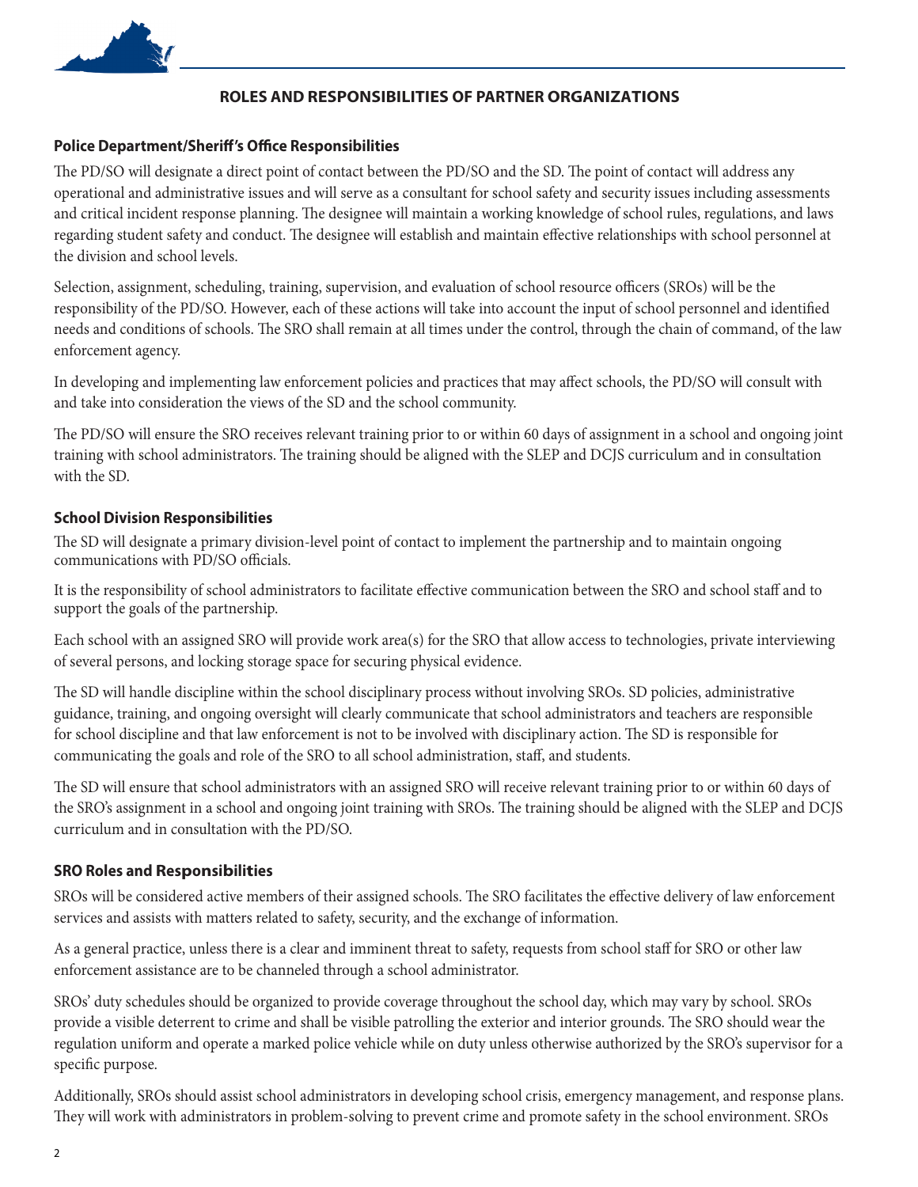## ROLES AND RESPONSIBILITIES OF PARTNER ORGANIZATIONS

### Police Department/Sheriff's Office Responsibilities

The PD/SO will designate a direct point of contact between the PD/SO and the SD. The point of contact will address any operational and administrative issues and will serve as a consultant for school safety and security issues including assessments and critical incident response planning. The designee will maintain a working knowledge of school rules, regulations, and laws regarding student safety and conduct. The designee will establish and maintain effective relationships with school personnel at the division and school levels.

Selection, assignment, scheduling, training, supervision, and evaluation of school resource officers (SROs) will be the responsibility of the PD/SO. However, each of these actions will take into account the input of school personnel and identified needs and conditions of schools. The SRO shall remain at all times under the control, through the chain of command, of the law enforcement agency.

In developing and implementing law enforcement policies and practices that may affect schools, the PD/SO will consult with and take into consideration the views of the SD and the school community.

The PD/SO will ensure the SRO receives relevant training prior to or within 60 days of assignment in a school and ongoing joint training with school administrators. The training should be aligned with the SLEP and DCJS curriculum and in consultation with the SD.

### School Division Responsibilities

The SD will designate a primary division-level point of contact to implement the partnership and to maintain ongoing communications with PD/SO officials.

It is the responsibility of school administrators to facilitate effective communication between the SRO and school staff and to support the goals of the partnership.

Each school with an assigned SRO will provide work area(s) for the SRO that allow access to technologies, private interviewing of several persons, and locking storage space for securing physical evidence.

The SD will handle discipline within the school disciplinary process without involving SROs. SD policies, administrative guidance, training, and ongoing oversight will clearly communicate that school administrators and teachers are responsible for school discipline and that law enforcement is not to be involved with disciplinary action. The SD is responsible for communicating the goals and role of the SRO to all school administration, staff, and students.

The SD will ensure that school administrators with an assigned SRO will receive relevant training prior to or within 60 days of the SRO's assignment in a school and ongoing joint training with SROs. The training should be aligned with the SLEP and DCJS curriculum and in consultation with the PD/SO.

### SRO Roles and Responsibilities

SROs will be considered active members of their assigned schools. The SRO facilitates the effective delivery of law enforcement services and assists with matters related to safety, security, and the exchange of information.

As a general practice, unless there is a clear and imminent threat to safety, requests from school staff for SRO or other law enforcement assistance are to be channeled through a school administrator.

SROs' duty schedules should be organized to provide coverage throughout the school day, which may vary by school. SROs provide a visible deterrent to crime and shall be visible patrolling the exterior and interior grounds. The SRO should wear the regulation uniform and operate a marked police vehicle while on duty unless otherwise authorized by the SRO's supervisor for a specific purpose.

Additionally, SROs should assist school administrators in developing school crisis, emergency management, and response plans. They will work with administrators in problem-solving to prevent crime and promote safety in the school environment. SROs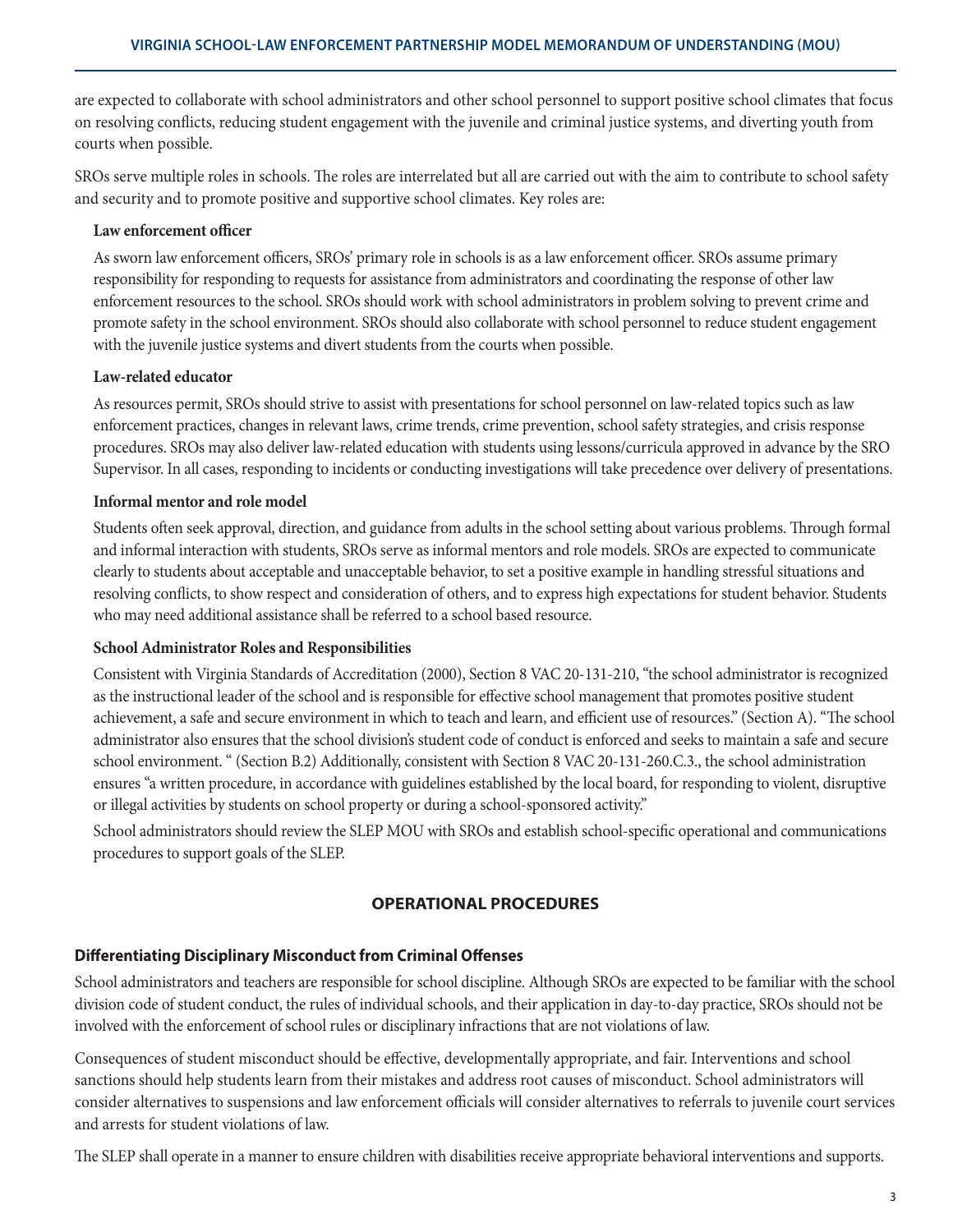are expected to collaborate with school administrators and other school personnel to support positive school climates that focus on resolving conflicts, reducing student engagement with the juvenile and criminal justice systems, and diverting youth from courts when possible.

SROs serve multiple roles in schools. The roles are interrelated but all are carried out with the aim to contribute to school safety and security and to promote positive and supportive school climates. Key roles are:

**Law enforcement officer**

As sworn law enforcement officers, SROs' primary role in schools is as a law enforcement officer. SROs assume primary responsibility for responding to requests for assistance from administrators and coordinating the response of other law enforcement resources to the school. SROs should work with school administrators in problem solving to prevent crime and promote safety in the school environment. SROs should also collaborate with school personnel to reduce student engagement with the juvenile justice systems and divert students from the courts when possible.

**Law-related educator**

As resources permit, SROs should strive to assist with presentations for school personnel on law-related topics such as law enforcement practices, changes in relevant laws, crime trends, crime prevention, school safety strategies, and crisis response procedures. SROs may also deliver law-related education with students using lessons/curricula approved in advance by the SRO Supervisor. In all cases, responding to incidents or conducting investigations will take precedence over delivery of presentations.

**Informal mentor and role model**

Students often seek approval, direction, and guidance from adults in the school setting about various problems. Through formal and informal interaction with students, SROs serve as informal mentors and role models. SROs are expected to communicate clearly to students about acceptable and unacceptable behavior, to set a positive example in handling stressful situations and resolving conflicts, to show respect and consideration of others, and to express high expectations for student behavior. Students who may need additional assistance shall be referred to a school based resource.

**School Administrator Roles and Responsibilities**

Consistent with Virginia Standards of Accreditation (2000), Section 8 VAC 20-131-210, "the school administrator is recognized as the instructional leader of the school and is responsible for effective school management that promotes positive student achievement, a safe and secure environment in which to teach and learn, and efficient use of resources." (Section A). "The school administrator also ensures that the school division's student code of conduct is enforced and seeks to maintain a safe and secure school environment. " (Section B.2) Additionally, consistent with Section 8 VAC 20-131-260.C.3., the school administration ensures "a written procedure, in accordance with guidelines established by the local board, for responding to violent, disruptive or illegal activities by students on school property or during a school-sponsored activity."

School administrators should review the SLEP MOU with SROs and establish school-specific operational and communications procedures to support goals of the SLEP.

## OPERATIONAL PROCEDURES

### Differentiating Disciplinary Misconduct from Criminal Offenses

School administrators and teachers are responsible for school discipline. Although SROs are expected to be familiar with the school division code of student conduct, the rules of individual schools, and their application in day-to-day practice, SROs should not be involved with the enforcement of school rules or disciplinary infractions that are not violations of law.

Consequences of student misconduct should be effective, developmentally appropriate, and fair. Interventions and school sanctions should help students learn from their mistakes and address root causes of misconduct. School administrators will consider alternatives to suspensions and law enforcement officials will consider alternatives to referrals to juvenile court services and arrests for student violations of law.

The SLEP shall operate in a manner to ensure children with disabilities receive appropriate behavioral interventions and supports.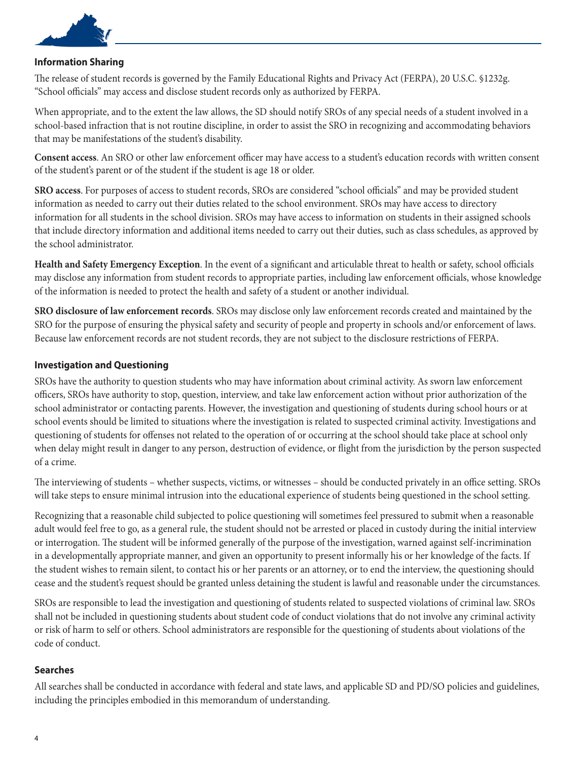### Information Sharing

The release of student records is governed by the Family Educational Rights and Privacy Act (FERPA), 20 U.S.C. §1232g. "School officials" may access and disclose student records only as authorized by FERPA.

When appropriate, and to the extent the law allows, the SD should notify SROs of any special needs of a student involved in a school-based infraction that is not routine discipline, in order to assist the SRO in recognizing and accommodating behaviors that may be manifestations of the student's disability.

**Consent access**. An SRO or other law enforcement officer may have access to a student's education records with written consent of the student's parent or of the student if the student is age 18 or older.

**SRO access**. For purposes of access to student records, SROs are considered "school officials" and may be provided student information as needed to carry out their duties related to the school environment. SROs may have access to directory information for all students in the school division. SROs may have access to information on students in their assigned schools that include directory information and additional items needed to carry out their duties, such as class schedules, as approved by the school administrator.

**Health and Safety Emergency Exception**. In the event of a significant and articulable threat to health or safety, school officials may disclose any information from student records to appropriate parties, including law enforcement officials, whose knowledge of the information is needed to protect the health and safety of a student or another individual.

**SRO disclosure of law enforcement records**. SROs may disclose only law enforcement records created and maintained by the SRO for the purpose of ensuring the physical safety and security of people and property in schools and/or enforcement of laws. Because law enforcement records are not student records, they are not subject to the disclosure restrictions of FERPA.

### Investigation and Questioning

SROs have the authority to question students who may have information about criminal activity. As sworn law enforcement officers, SROs have authority to stop, question, interview, and take law enforcement action without prior authorization of the school administrator or contacting parents. However, the investigation and questioning of students during school hours or at school events should be limited to situations where the investigation is related to suspected criminal activity. Investigations and questioning of students for offenses not related to the operation of or occurring at the school should take place at school only when delay might result in danger to any person, destruction of evidence, or flight from the jurisdiction by the person suspected of a crime.

The interviewing of students – whether suspects, victims, or witnesses – should be conducted privately in an office setting. SROs will take steps to ensure minimal intrusion into the educational experience of students being questioned in the school setting.

Recognizing that a reasonable child subjected to police questioning will sometimes feel pressured to submit when a reasonable adult would feel free to go, as a general rule, the student should not be arrested or placed in custody during the initial interview or interrogation. The student will be informed generally of the purpose of the investigation, warned against self-incrimination in a developmentally appropriate manner, and given an opportunity to present informally his or her knowledge of the facts. If the student wishes to remain silent, to contact his or her parents or an attorney, or to end the interview, the questioning should cease and the student's request should be granted unless detaining the student is lawful and reasonable under the circumstances.

SROs are responsible to lead the investigation and questioning of students related to suspected violations of criminal law. SROs shall not be included in questioning students about student code of conduct violations that do not involve any criminal activity or risk of harm to self or others. School administrators are responsible for the questioning of students about violations of the code of conduct.

### Searches

All searches shall be conducted in accordance with federal and state laws, and applicable SD and PD/SO policies and guidelines, including the principles embodied in this memorandum of understanding.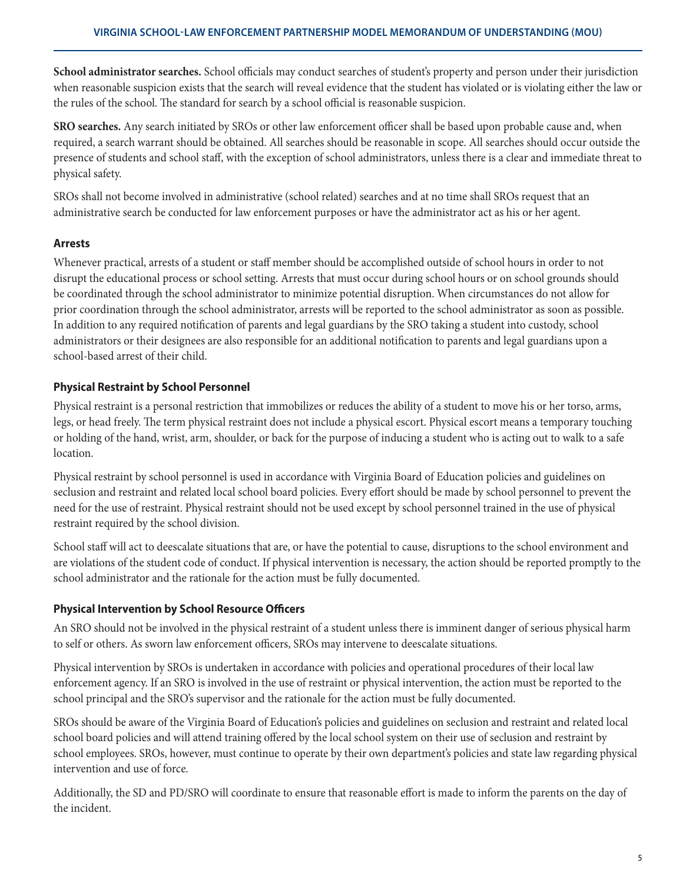**School administrator searches.** School officials may conduct searches of student's property and person under their jurisdiction when reasonable suspicion exists that the search will reveal evidence that the student has violated or is violating either the law or the rules of the school. The standard for search by a school official is reasonable suspicion.

**SRO searches.** Any search initiated by SROs or other law enforcement officer shall be based upon probable cause and, when required, a search warrant should be obtained. All searches should be reasonable in scope. All searches should occur outside the presence of students and school staff, with the exception of school administrators, unless there is a clear and immediate threat to physical safety.

SROs shall not become involved in administrative (school related) searches and at no time shall SROs request that an administrative search be conducted for law enforcement purposes or have the administrator act as his or her agent.

### Arrests

Whenever practical, arrests of a student or staff member should be accomplished outside of school hours in order to not disrupt the educational process or school setting. Arrests that must occur during school hours or on school grounds should be coordinated through the school administrator to minimize potential disruption. When circumstances do not allow for prior coordination through the school administrator, arrests will be reported to the school administrator as soon as possible. In addition to any required notification of parents and legal guardians by the SRO taking a student into custody, school administrators or their designees are also responsible for an additional notification to parents and legal guardians upon a school-based arrest of their child.

### Physical Restraint by School Personnel

Physical restraint is a personal restriction that immobilizes or reduces the ability of a student to move his or her torso, arms, legs, or head freely. The term physical restraint does not include a physical escort. Physical escort means a temporary touching or holding of the hand, wrist, arm, shoulder, or back for the purpose of inducing a student who is acting out to walk to a safe location.

Physical restraint by school personnel is used in accordance with Virginia Board of Education policies and guidelines on seclusion and restraint and related local school board policies. Every effort should be made by school personnel to prevent the need for the use of restraint. Physical restraint should not be used except by school personnel trained in the use of physical restraint required by the school division.

School staff will act to deescalate situations that are, or have the potential to cause, disruptions to the school environment and are violations of the student code of conduct. If physical intervention is necessary, the action should be reported promptly to the school administrator and the rationale for the action must be fully documented.

### Physical Intervention by School Resource Officers

An SRO should not be involved in the physical restraint of a student unless there is imminent danger of serious physical harm to self or others. As sworn law enforcement officers, SROs may intervene to deescalate situations.

Physical intervention by SROs is undertaken in accordance with policies and operational procedures of their local law enforcement agency. If an SRO is involved in the use of restraint or physical intervention, the action must be reported to the school principal and the SRO's supervisor and the rationale for the action must be fully documented.

SROs should be aware of the Virginia Board of Education's policies and guidelines on seclusion and restraint and related local school board policies and will attend training offered by the local school system on their use of seclusion and restraint by school employees. SROs, however, must continue to operate by their own department's policies and state law regarding physical intervention and use of force.

Additionally, the SD and PD/SRO will coordinate to ensure that reasonable effort is made to inform the parents on the day of the incident.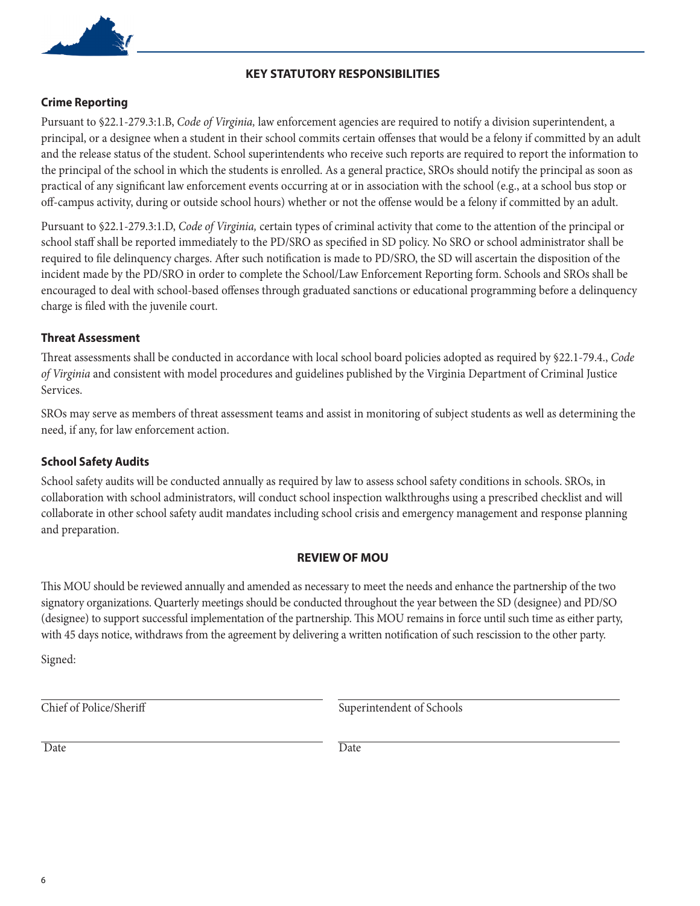## KEY STATUTORY RESPONSIBILITIES

### Crime Reporting

Pursuant to §22.1-279.3:1.B, *Code of Virginia,* law enforcement agencies are required to notify a division superintendent, a principal, or a designee when a student in their school commits certain offenses that would be a felony if committed by an adult and the release status of the student. School superintendents who receive such reports are required to report the information to the principal of the school in which the students is enrolled. As a general practice, SROs should notify the principal as soon as practical of any significant law enforcement events occurring at or in association with the school (e.g., at a school bus stop or off-campus activity, during or outside school hours) whether or not the offense would be a felony if committed by an adult.

Pursuant to §22.1-279.3:1.D, *Code of Virginia,* certain types of criminal activity that come to the attention of the principal or school staff shall be reported immediately to the PD/SRO as specified in SD policy. No SRO or school administrator shall be required to file delinquency charges. After such notification is made to PD/SRO, the SD will ascertain the disposition of the incident made by the PD/SRO in order to complete the School/Law Enforcement Reporting form. Schools and SROs shall be encouraged to deal with school-based offenses through graduated sanctions or educational programming before a delinquency charge is filed with the juvenile court.

### Threat Assessment

Threat assessments shall be conducted in accordance with local school board policies adopted as required by §22.1-79.4., *Code of Virginia* and consistent with model procedures and guidelines published by the Virginia Department of Criminal Justice Services.

SROs may serve as members of threat assessment teams and assist in monitoring of subject students as well as determining the need, if any, for law enforcement action.

### School Safety Audits

School safety audits will be conducted annually as required by law to assess school safety conditions in schools. SROs, in collaboration with school administrators, will conduct school inspection walkthroughs using a prescribed checklist and will collaborate in other school safety audit mandates including school crisis and emergency management and response planning and preparation.

## REVIEW OF MOU

This MOU should be reviewed annually and amended as necessary to meet the needs and enhance the partnership of the two signatory organizations. Quarterly meetings should be conducted throughout the year between the SD (designee) and PD/SO (designee) to support successful implementation of the partnership. This MOU remains in force until such time as either party, with 45 days notice, withdraws from the agreement by delivering a written notification of such rescission to the other party.

Signed:

| ______________________________ | ______________________________ |
|---|---|
| Chief of Police/Sheriff | Superintendent of Schools |
| ______________________________ | ______________________________ |
| Date | Date |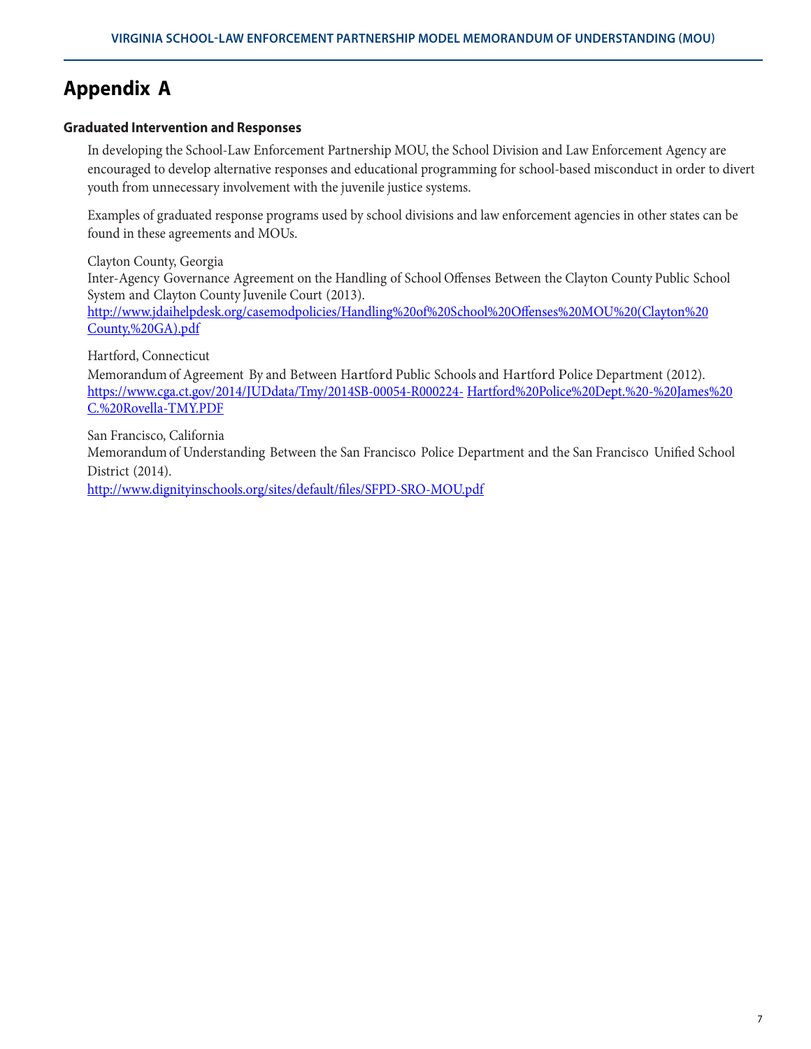# Appendix A

### Graduated Intervention and Responses

In developing the School-Law Enforcement Partnership MOU, the School Division and Law Enforcement Agency are encouraged to develop alternative responses and educational programming for school-based misconduct in order to divert youth from unnecessary involvement with the juvenile justice systems.

Examples of graduated response programs used by school divisions and law enforcement agencies in other states can be found in these agreements and MOUs.

Clayton County, Georgia
Inter-Agency Governance Agreement on the Handling of School Offenses Between the Clayton County Public School System and Clayton County Juvenile Court (2013).
http://www.jdaihelpdesk.org/casemodpolicies/Handling%20of%20School%20Offenses%20MOU%20(Clayton%20County,%20GA).pdf

Hartford, Connecticut
Memorandum of Agreement By and Between Hartford Public Schools and Hartford Police Department (2012).
https://www.cga.ct.gov/2014/JUDdata/Tmy/2014SB-00054-R000224- Hartford%20Police%20Dept.%20-%20James%20C.%20Rovella-TMY.PDF

San Francisco, California
Memorandum of Understanding Between the San Francisco Police Department and the San Francisco Unified School District (2014).
http://www.dignityinschools.org/sites/default/files/SFPD-SRO-MOU.pdf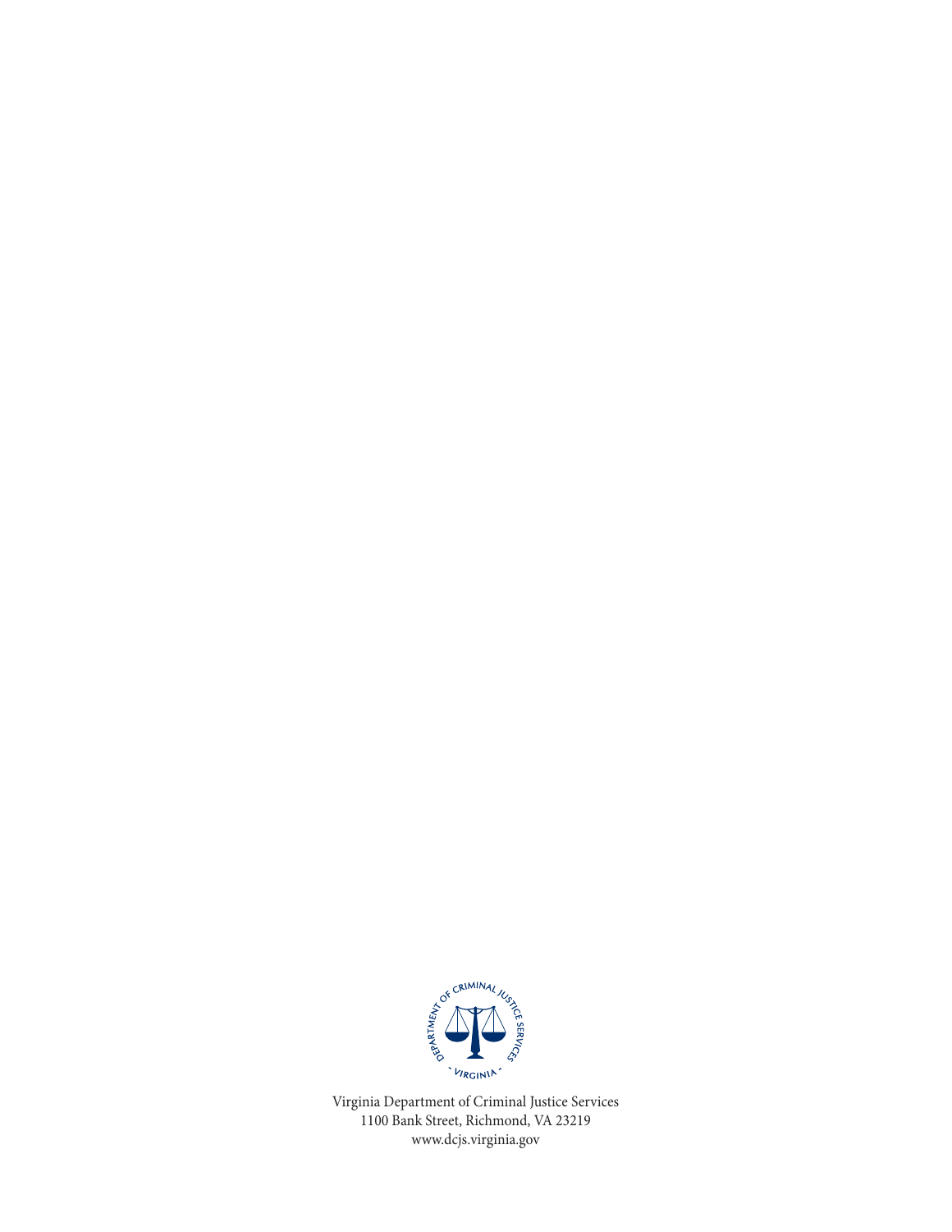Virginia Department of Criminal Justice Services
1100 Bank Street, Richmond, VA 23219
www.dcjs.virginia.gov